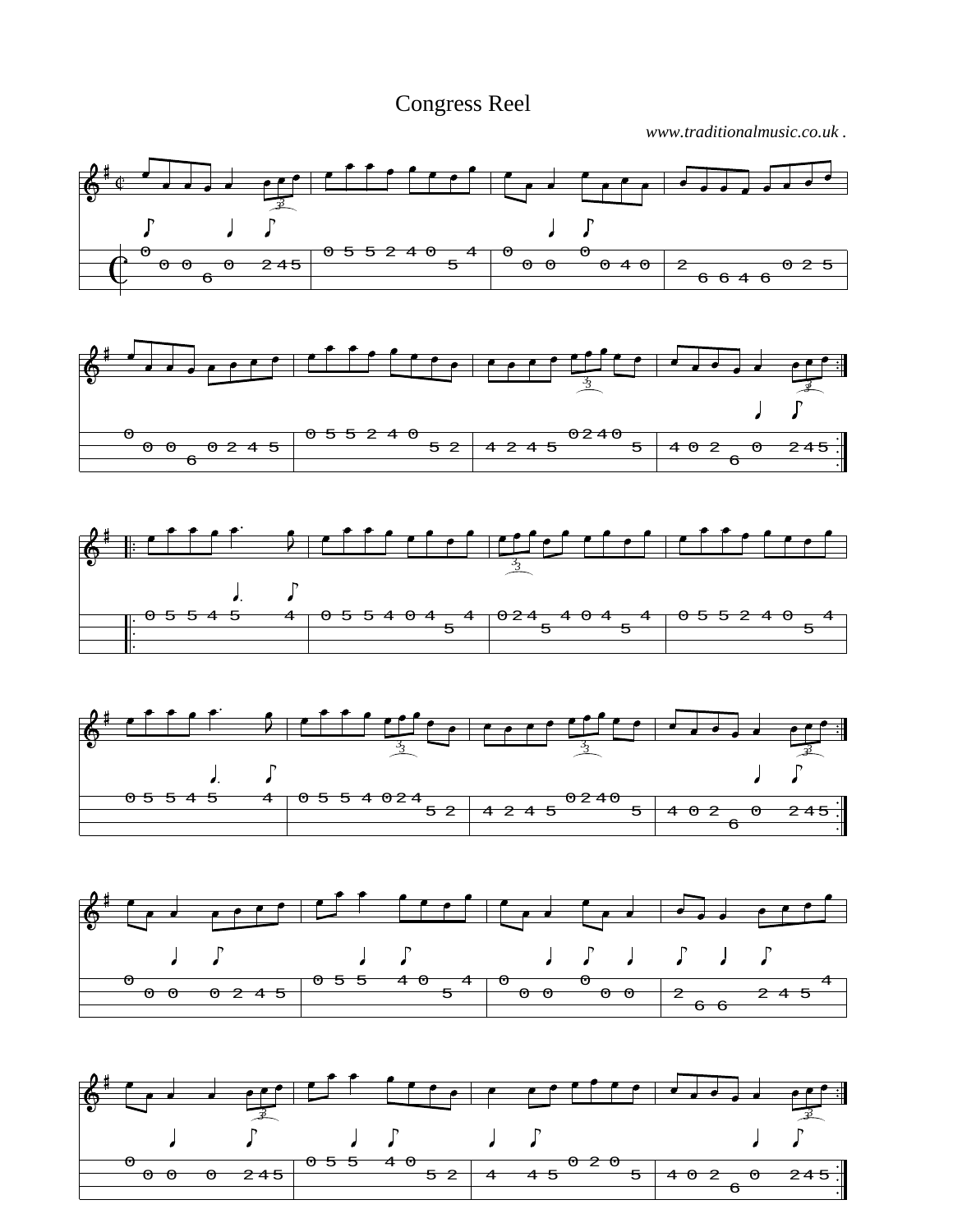# Congress Reel

*www.traditionalmusic.co.uk .*